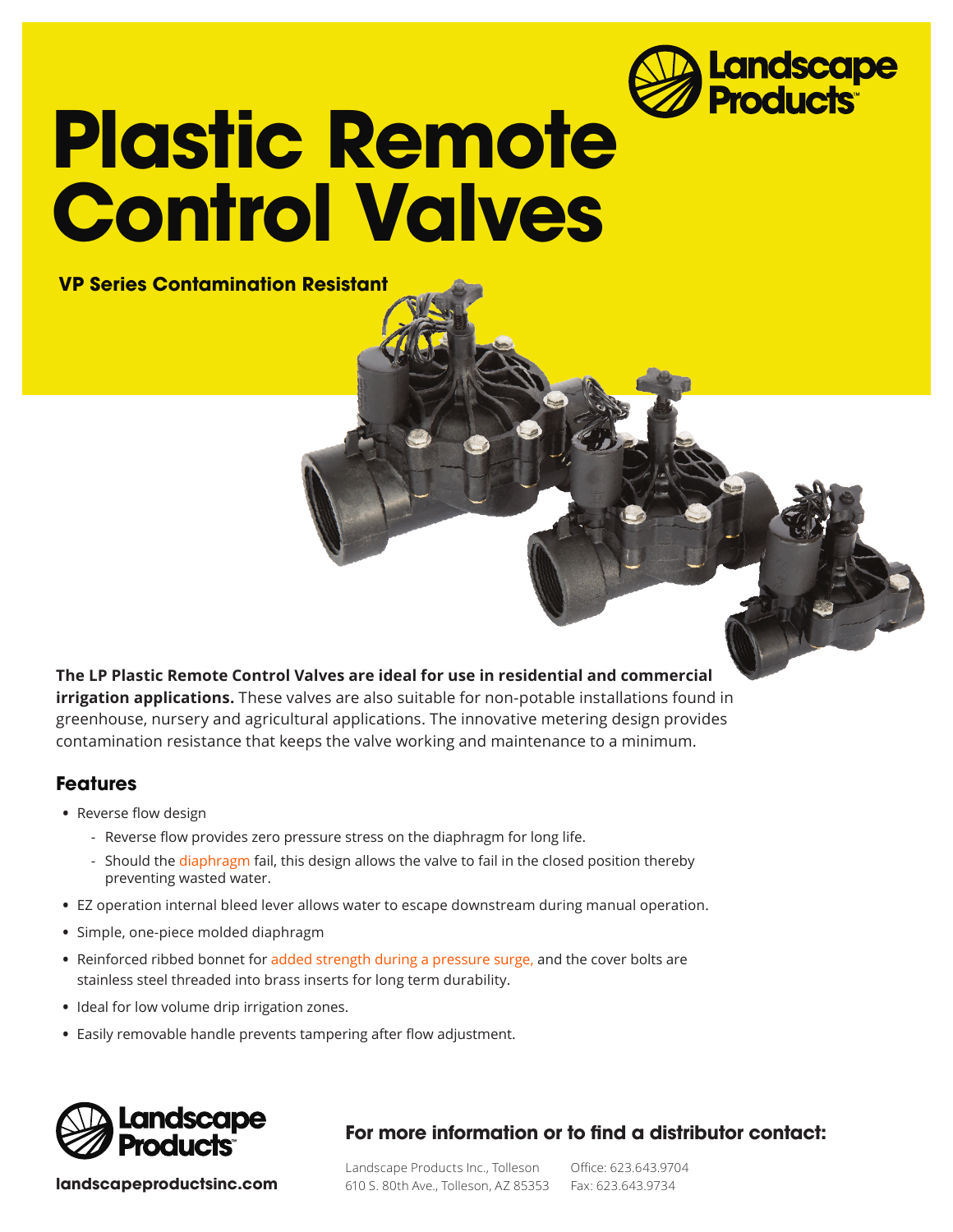Landscape Products

# Plastic Remote Control Valves

**VP Series Contamination Resistant**

**The LP Plastic Remote Control Valves are ideal for use in residential and commercial irrigation applications.** These valves are also suitable for non-potable installations found in greenhouse, nursery and agricultural applications. The innovative metering design provides contamination resistance that keeps the valve working and maintenance to a minimum.

## Features

- Reverse flow design
  - Reverse flow provides zero pressure stress on the diaphragm for long life.
  - Should the diaphragm fail, this design allows the valve to fail in the closed position thereby preventing wasted water.
- EZ operation internal bleed lever allows water to escape downstream during manual operation.
- Simple, one-piece molded diaphragm
- Reinforced ribbed bonnet for added strength during a pressure surge, and the cover bolts are stainless steel threaded into brass inserts for long term durability.
- Ideal for low volume drip irrigation zones.
- Easily removable handle prevents tampering after flow adjustment.

Landscape Products

**landscapeproductsinc.com**

**For more information or to find a distributor contact:**

Landscape Products Inc., Tolleson
610 S. 80th Ave., Tolleson, AZ 85353

Office: 623.643.9704
Fax: 623.643.9734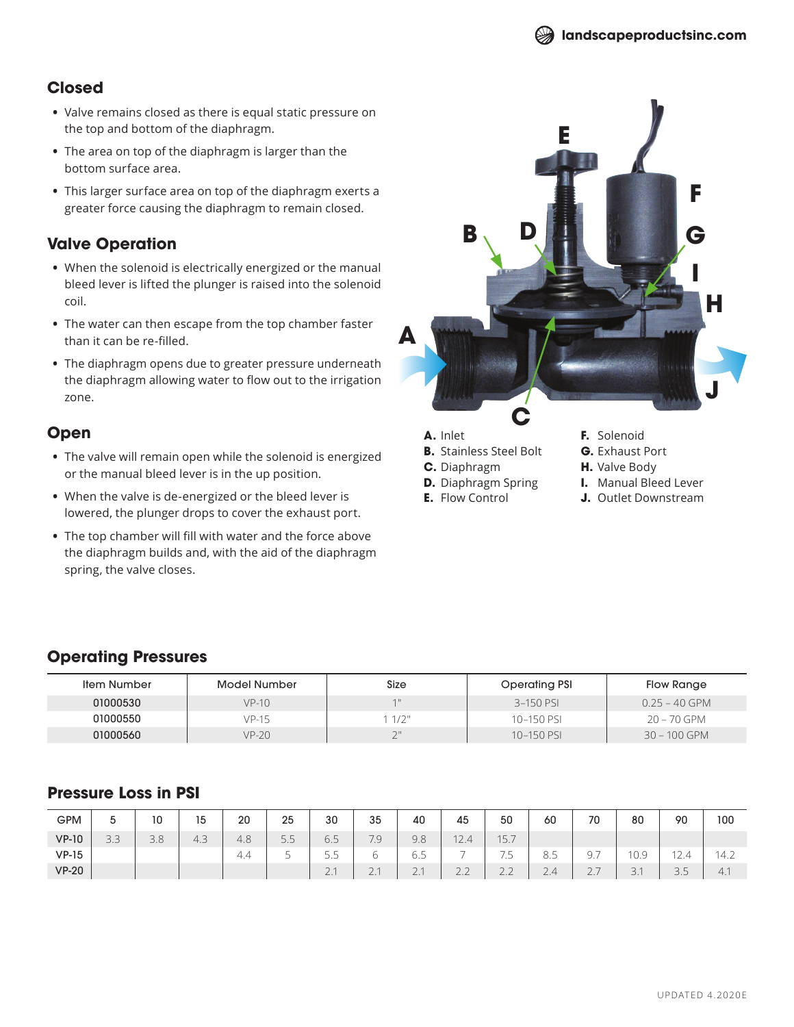## Closed

- Valve remains closed as there is equal static pressure on the top and bottom of the diaphragm.
- The area on top of the diaphragm is larger than the bottom surface area.
- This larger surface area on top of the diaphragm exerts a greater force causing the diaphragm to remain closed.

## Valve Operation

- When the solenoid is electrically energized or the manual bleed lever is lifted the plunger is raised into the solenoid coil.
- The water can then escape from the top chamber faster than it can be re-filled.
- The diaphragm opens due to greater pressure underneath the diaphragm allowing water to flow out to the irrigation zone.

## Open

- The valve will remain open while the solenoid is energized or the manual bleed lever is in the up position.
- When the valve is de-energized or the bleed lever is lowered, the plunger drops to cover the exhaust port.
- The top chamber will fill with water and the force above the diaphragm builds and, with the aid of the diaphragm spring, the valve closes.

**A.** Inlet
**B.** Stainless Steel Bolt
**C.** Diaphragm
**D.** Diaphragm Spring
**E.** Flow Control
**F.** Solenoid
**G.** Exhaust Port
**H.** Valve Body
**I.** Manual Bleed Lever
**J.** Outlet Downstream

## Operating Pressures

| Item Number | Model Number | Size | Operating PSI | Flow Range |
|---|---|---|---|---|
| 01000530 | VP-10 | 1" | 3–150 PSI | 0.25 – 40 GPM |
| 01000550 | VP-15 | 1 1/2" | 10–150 PSI | 20 – 70 GPM |
| 01000560 | VP-20 | 2" | 10–150 PSI | 30 – 100 GPM |

## Pressure Loss in PSI

| GPM | 5 | 10 | 15 | 20 | 25 | 30 | 35 | 40 | 45 | 50 | 60 | 70 | 80 | 90 | 100 |
|---|---|---|---|---|---|---|---|---|---|---|---|---|---|---|---|
| VP-10 | 3.3 | 3.8 | 4.3 | 4.8 | 5.5 | 6.5 | 7.9 | 9.8 | 12.4 | 15.7 | | | | | |
| VP-15 | | | | 4.4 | 5 | 5.5 | 6 | 6.5 | 7 | 7.5 | 8.5 | 9.7 | 10.9 | 12.4 | 14.2 |
| VP-20 | | | | | | 2.1 | 2.1 | 2.1 | 2.2 | 2.2 | 2.4 | 2.7 | 3.1 | 3.5 | 4.1 |

UPDATED 4.2020E